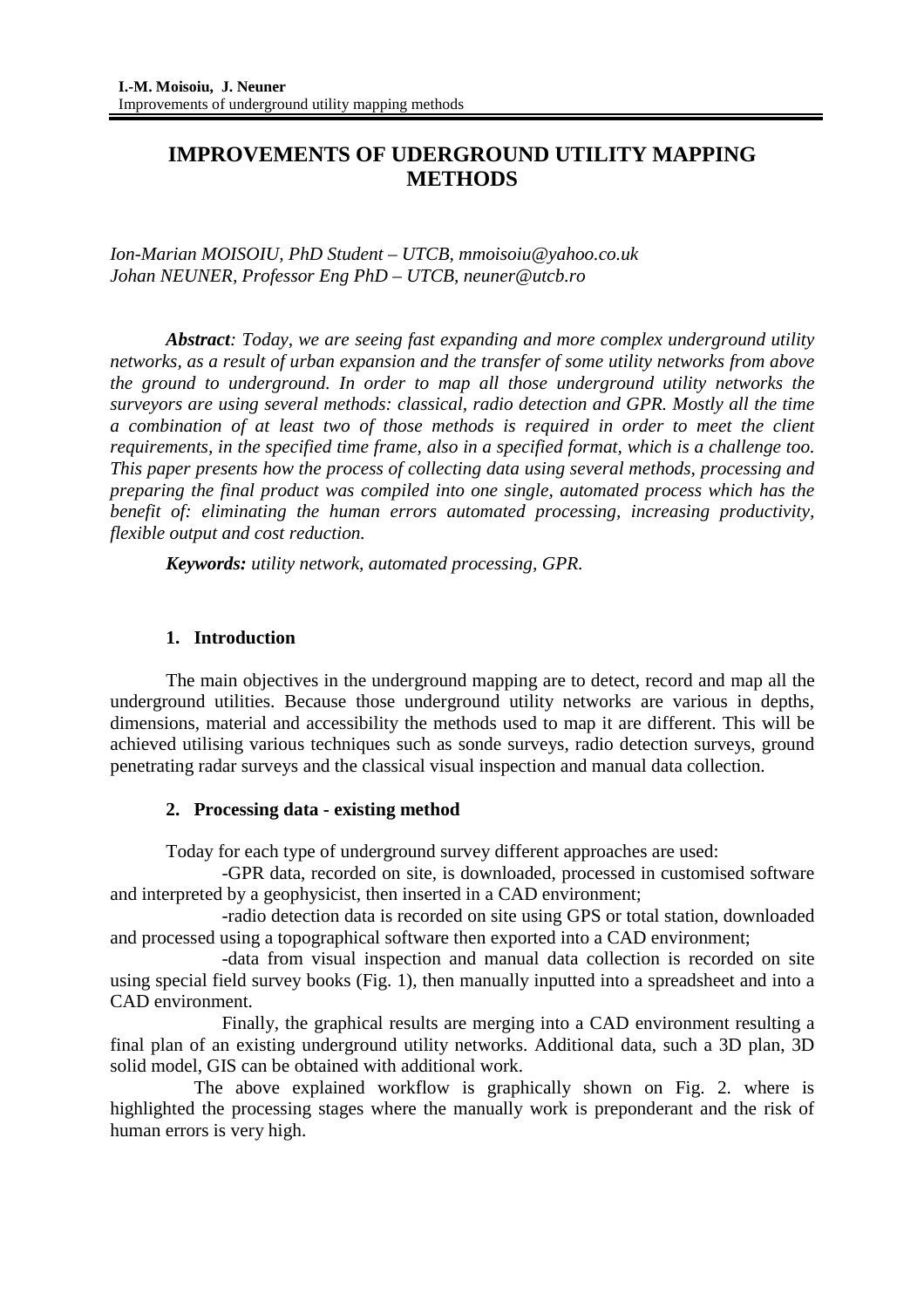# IMPROVEMENTS OF UDERGROUND UTILITY MAPPING METHODS

*Ion-Marian MOISOIU, PhD Student – UTCB, mmoisoiu@yahoo.co.uk*
*Johan NEUNER, Professor Eng PhD – UTCB, neuner@utcb.ro*

***Abstract**: Today, we are seeing fast expanding and more complex underground utility networks, as a result of urban expansion and the transfer of some utility networks from above the ground to underground. In order to map all those underground utility networks the surveyors are using several methods: classical, radio detection and GPR. Mostly all the time a combination of at least two of those methods is required in order to meet the client requirements, in the specified time frame, also in a specified format, which is a challenge too. This paper presents how the process of collecting data using several methods, processing and preparing the final product was compiled into one single, automated process which has the benefit of: eliminating the human errors automated processing, increasing productivity, flexible output and cost reduction.*

***Keywords:** utility network, automated processing, GPR.*

## 1. Introduction

The main objectives in the underground mapping are to detect, record and map all the underground utilities. Because those underground utility networks are various in depths, dimensions, material and accessibility the methods used to map it are different. This will be achieved utilising various techniques such as sonde surveys, radio detection surveys, ground penetrating radar surveys and the classical visual inspection and manual data collection.

## 2. Processing data - existing method

Today for each type of underground survey different approaches are used:

-GPR data, recorded on site, is downloaded, processed in customised software and interpreted by a geophysicist, then inserted in a CAD environment;

-radio detection data is recorded on site using GPS or total station, downloaded and processed using a topographical software then exported into a CAD environment;

-data from visual inspection and manual data collection is recorded on site using special field survey books (Fig. 1), then manually inputted into a spreadsheet and into a CAD environment.

Finally, the graphical results are merging into a CAD environment resulting a final plan of an existing underground utility networks. Additional data, such a 3D plan, 3D solid model, GIS can be obtained with additional work.

The above explained workflow is graphically shown on Fig. 2. where is highlighted the processing stages where the manually work is preponderant and the risk of human errors is very high.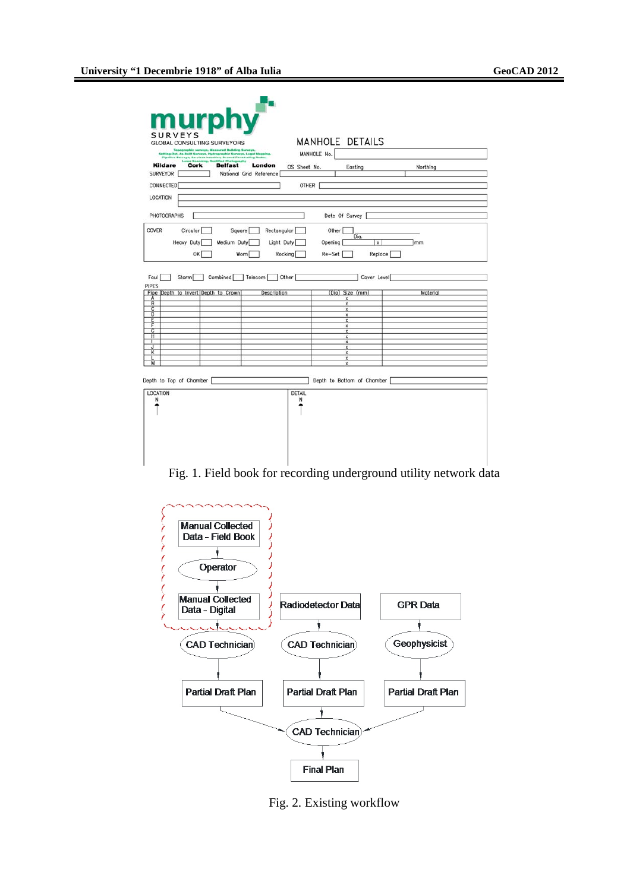Fig. 1. Field book for recording underground utility network data

Fig. 2. Existing workflow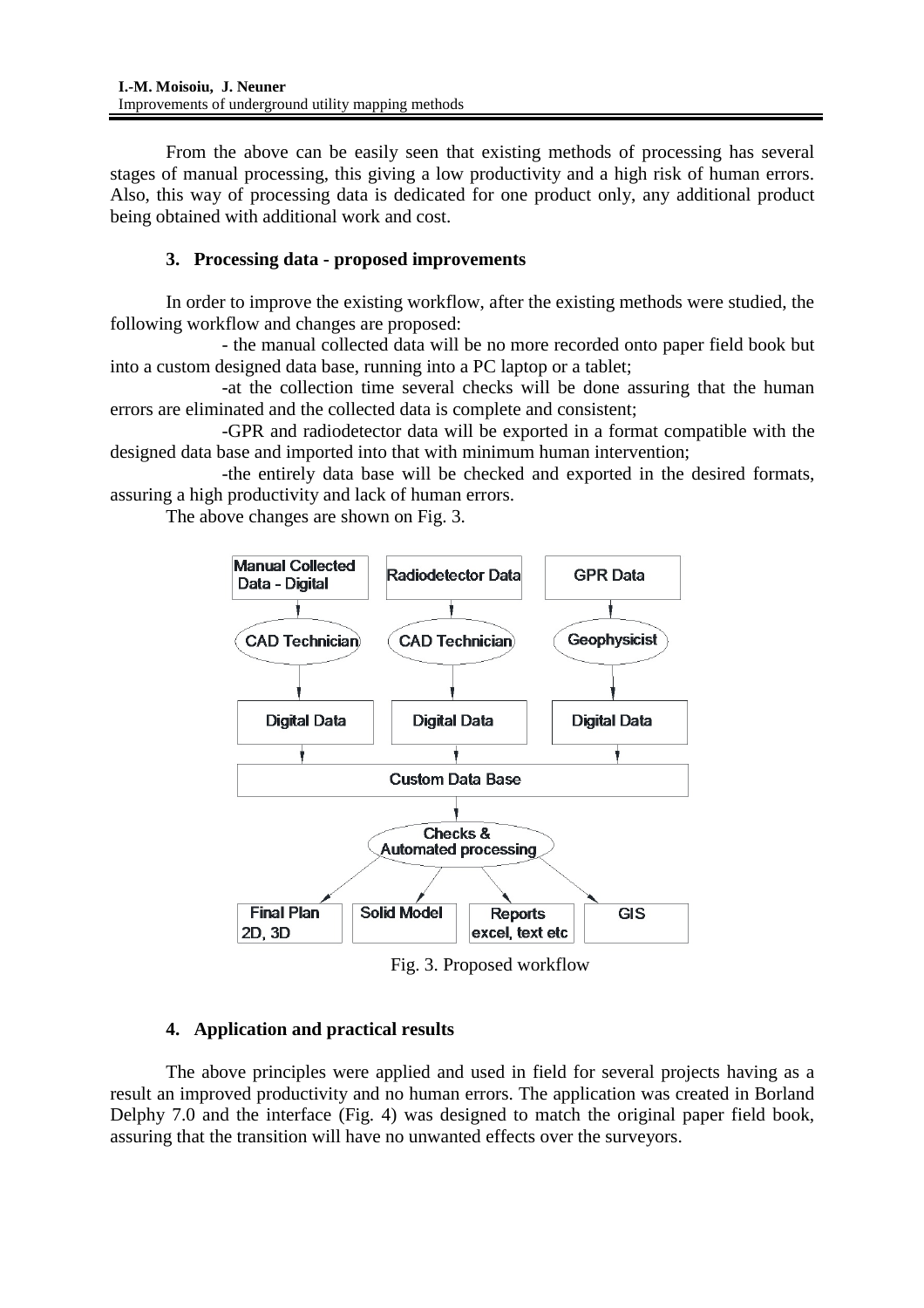From the above can be easily seen that existing methods of processing has several stages of manual processing, this giving a low productivity and a high risk of human errors. Also, this way of processing data is dedicated for one product only, any additional product being obtained with additional work and cost.

### 3. Processing data - proposed improvements

In order to improve the existing workflow, after the existing methods were studied, the following workflow and changes are proposed:

- the manual collected data will be no more recorded onto paper field book but into a custom designed data base, running into a PC laptop or a tablet;
- at the collection time several checks will be done assuring that the human errors are eliminated and the collected data is complete and consistent;
- GPR and radiodetector data will be exported in a format compatible with the designed data base and imported into that with minimum human intervention;
- the entirely data base will be checked and exported in the desired formats, assuring a high productivity and lack of human errors.

The above changes are shown on Fig. 3.

Manual Collected Data - Digital

Radiodetector Data

GPR Data

CAD Technician

CAD Technician

Geophysicist

Digital Data

Digital Data

Digital Data

Custom Data Base

Checks & Automated processing

Final Plan 2D, 3D

Solid Model

Reports excel, text etc

GIS

Fig. 3. Proposed workflow

### 4. Application and practical results

The above principles were applied and used in field for several projects having as a result an improved productivity and no human errors. The application was created in Borland Delphy 7.0 and the interface (Fig. 4) was designed to match the original paper field book, assuring that the transition will have no unwanted effects over the surveyors.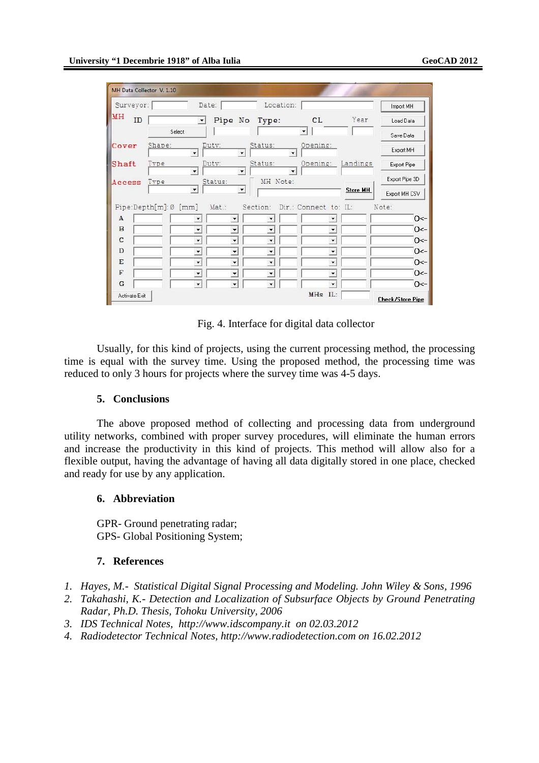Fig. 4. Interface for digital data collector

Usually, for this kind of projects, using the current processing method, the processing time is equal with the survey time. Using the proposed method, the processing time was reduced to only 3 hours for projects where the survey time was 4-5 days.

## 5. Conclusions

The above proposed method of collecting and processing data from underground utility networks, combined with proper survey procedures, will eliminate the human errors and increase the productivity in this kind of projects. This method will allow also for a flexible output, having the advantage of having all data digitally stored in one place, checked and ready for use by any application.

## 6. Abbreviation

GPR- Ground penetrating radar;
GPS- Global Positioning System;

## 7. References

1. *Hayes, M.- Statistical Digital Signal Processing and Modeling. John Wiley & Sons, 1996*
2. *Takahashi, K.- Detection and Localization of Subsurface Objects by Ground Penetrating Radar, Ph.D. Thesis, Tohoku University, 2006*
3. *IDS Technical Notes, http://www.idscompany.it on 02.03.2012*
4. *Radiodetector Technical Notes, http://www.radiodetection.com on 16.02.2012*